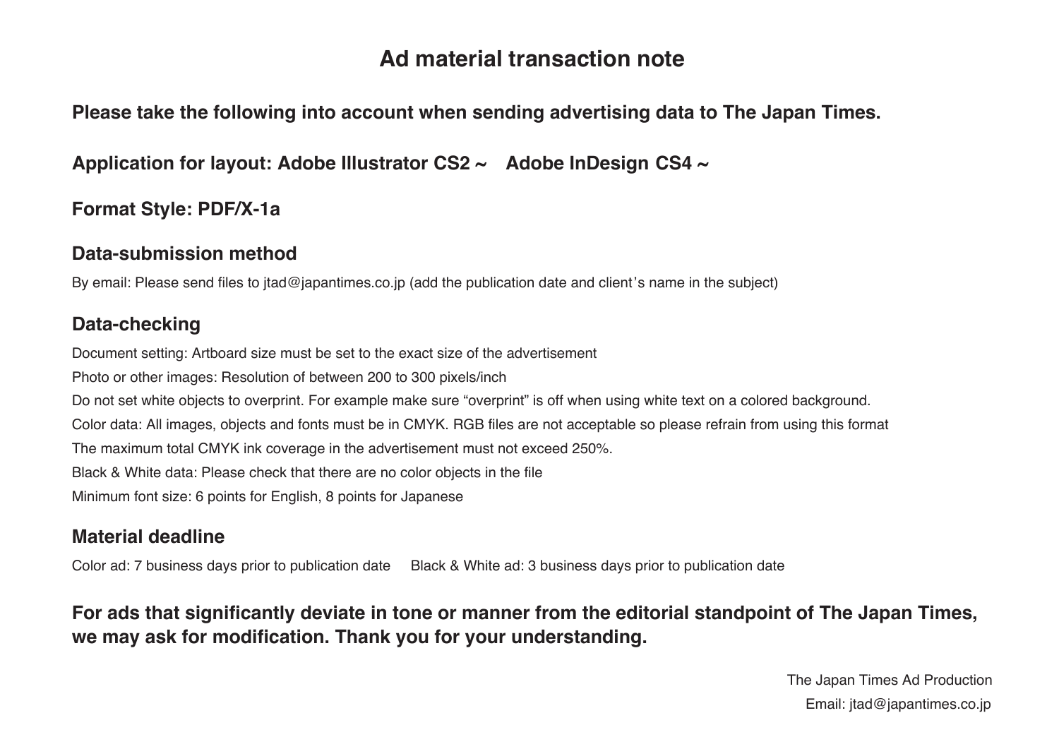# Ad material transaction note

**Please take the following into account when sending advertising data to The Japan Times.**

**Application for layout: Adobe Illustrator CS2 ~ Adobe InDesign CS4 ~**

**Format Style: PDF/X-1a**

## Data-submission method

By email: Please send files to jtad@japantimes.co.jp (add the publication date and client's name in the subject)

## Data-checking

Document setting: Artboard size must be set to the exact size of the advertisement

Photo or other images: Resolution of between 200 to 300 pixels/inch

Do not set white objects to overprint. For example make sure "overprint" is off when using white text on a colored background.

Color data: All images, objects and fonts must be in CMYK. RGB files are not acceptable so please refrain from using this format

The maximum total CMYK ink coverage in the advertisement must not exceed 250%.

Black & White data: Please check that there are no color objects in the file

Minimum font size: 6 points for English, 8 points for Japanese

## Material deadline

Color ad: 7 business days prior to publication date Black & White ad: 3 business days prior to publication date

**For ads that significantly deviate in tone or manner from the editorial standpoint of The Japan Times, we may ask for modification. Thank you for your understanding.**

The Japan Times Ad Production
Email: jtad@japantimes.co.jp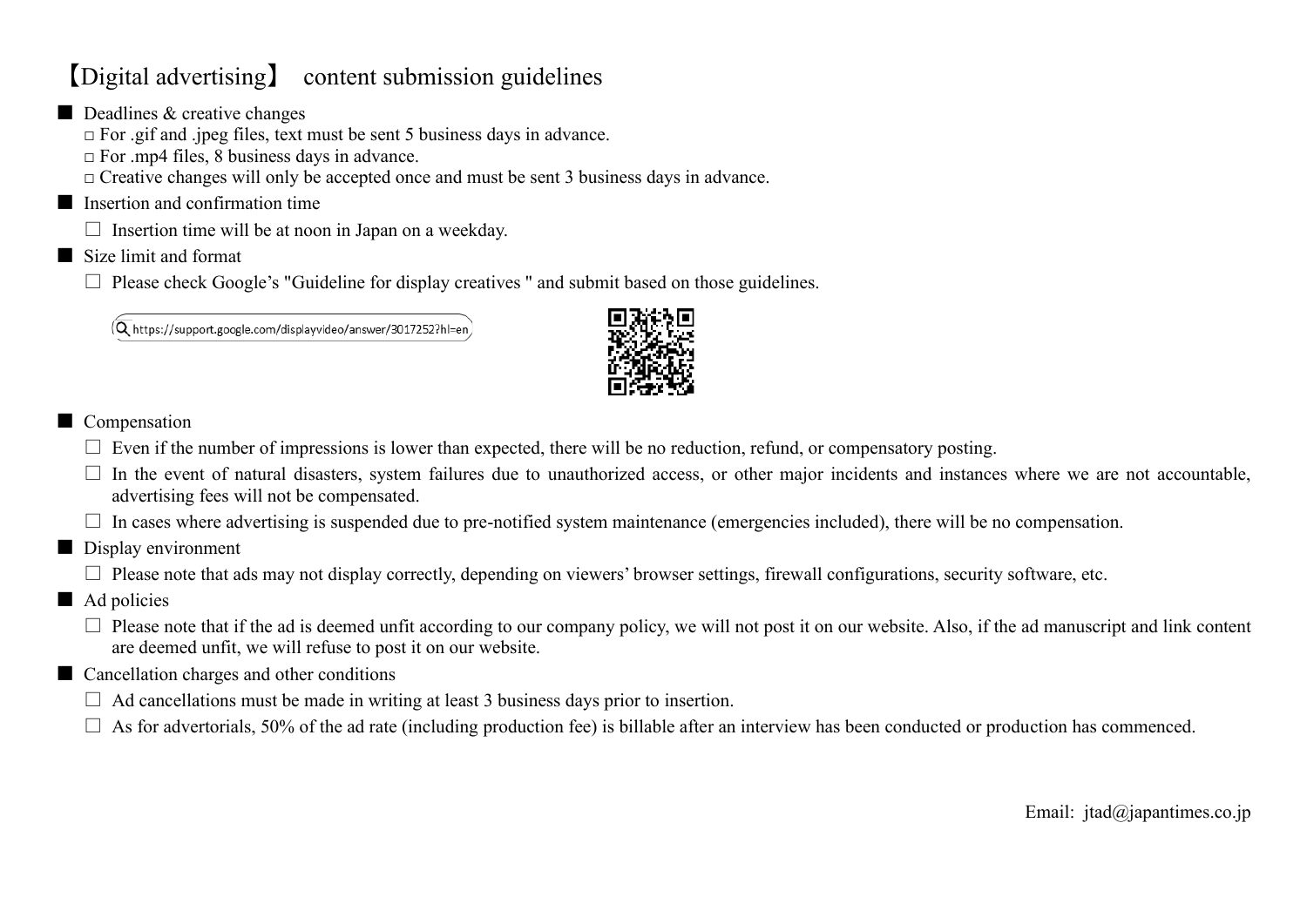# 【Digital advertising】 content submission guidelines

■ Deadlines & creative changes

- □ For .gif and .jpeg files, text must be sent 5 business days in advance.
- □ For .mp4 files, 8 business days in advance.
- □ Creative changes will only be accepted once and must be sent 3 business days in advance.

■ Insertion and confirmation time

- □ Insertion time will be at noon in Japan on a weekday.

■ Size limit and format

- □ Please check Google's "Guideline for display creatives " and submit based on those guidelines.

https://support.google.com/displayvideo/answer/3017252?hl=en

■ Compensation

- □ Even if the number of impressions is lower than expected, there will be no reduction, refund, or compensatory posting.
- □ In the event of natural disasters, system failures due to unauthorized access, or other major incidents and instances where we are not accountable, advertising fees will not be compensated.
- □ In cases where advertising is suspended due to pre-notified system maintenance (emergencies included), there will be no compensation.

■ Display environment

- □ Please note that ads may not display correctly, depending on viewers' browser settings, firewall configurations, security software, etc.

■ Ad policies

- □ Please note that if the ad is deemed unfit according to our company policy, we will not post it on our website. Also, if the ad manuscript and link content are deemed unfit, we will refuse to post it on our website.

■ Cancellation charges and other conditions

- □ Ad cancellations must be made in writing at least 3 business days prior to insertion.
- □ As for advertorials, 50% of the ad rate (including production fee) is billable after an interview has been conducted or production has commenced.

Email: jtad@japantimes.co.jp